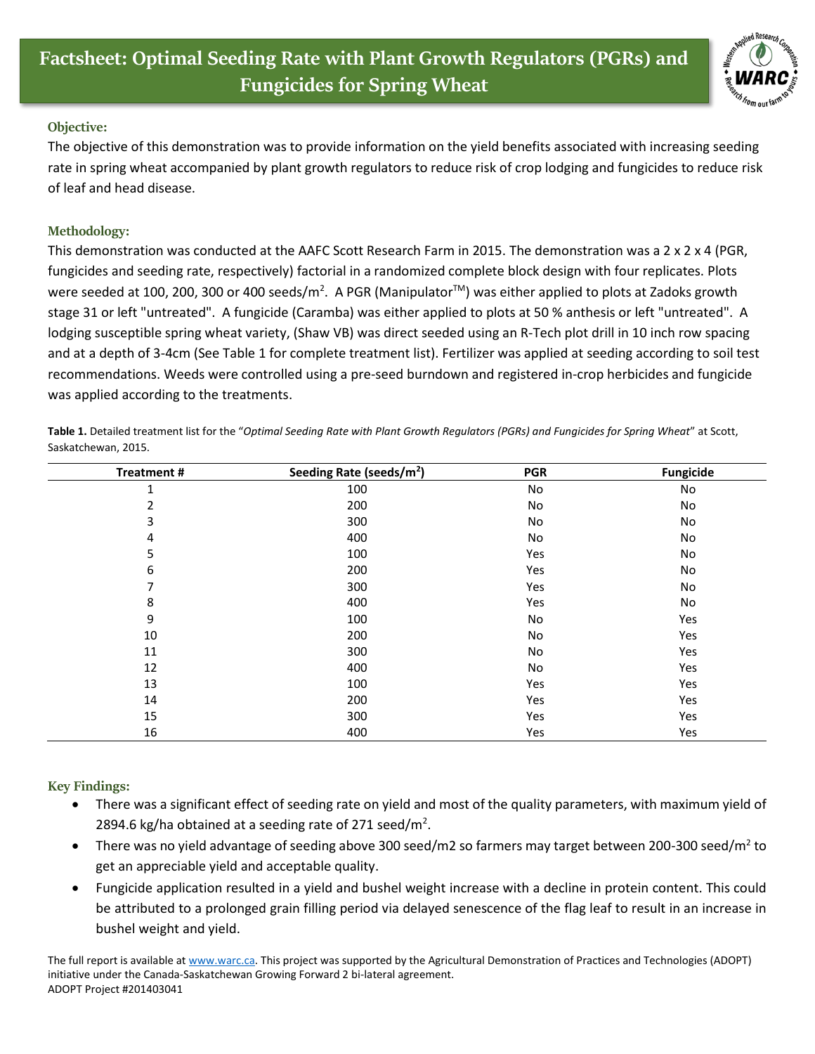# Factsheet: Optimal Seeding Rate with Plant Growth Regulators (PGRs) and Fungicides for Spring Wheat

### Objective:

The objective of this demonstration was to provide information on the yield benefits associated with increasing seeding rate in spring wheat accompanied by plant growth regulators to reduce risk of crop lodging and fungicides to reduce risk of leaf and head disease.

### Methodology:

This demonstration was conducted at the AAFC Scott Research Farm in 2015. The demonstration was a 2 x 2 x 4 (PGR, fungicides and seeding rate, respectively) factorial in a randomized complete block design with four replicates. Plots were seeded at 100, 200, 300 or 400 seeds/m$^2$. A PGR (Manipulator™) was either applied to plots at Zadoks growth stage 31 or left "untreated". A fungicide (Caramba) was either applied to plots at 50 % anthesis or left "untreated". A lodging susceptible spring wheat variety, (Shaw VB) was direct seeded using an R-Tech plot drill in 10 inch row spacing and at a depth of 3-4cm (See Table 1 for complete treatment list). Fertilizer was applied at seeding according to soil test recommendations. Weeds were controlled using a pre-seed burndown and registered in-crop herbicides and fungicide was applied according to the treatments.

**Table 1.** Detailed treatment list for the "*Optimal Seeding Rate with Plant Growth Regulators (PGRs) and Fungicides for Spring Wheat*" at Scott, Saskatchewan, 2015.

| Treatment # | Seeding Rate (seeds/m$^2$) | PGR | Fungicide |
|---|---|---|---|
| 1 | 100 | No | No |
| 2 | 200 | No | No |
| 3 | 300 | No | No |
| 4 | 400 | No | No |
| 5 | 100 | Yes | No |
| 6 | 200 | Yes | No |
| 7 | 300 | Yes | No |
| 8 | 400 | Yes | No |
| 9 | 100 | No | Yes |
| 10 | 200 | No | Yes |
| 11 | 300 | No | Yes |
| 12 | 400 | No | Yes |
| 13 | 100 | Yes | Yes |
| 14 | 200 | Yes | Yes |
| 15 | 300 | Yes | Yes |
| 16 | 400 | Yes | Yes |

### Key Findings:

- There was a significant effect of seeding rate on yield and most of the quality parameters, with maximum yield of 2894.6 kg/ha obtained at a seeding rate of 271 seed/m$^2$.
- There was no yield advantage of seeding above 300 seed/m2 so farmers may target between 200-300 seed/m$^2$ to get an appreciable yield and acceptable quality.
- Fungicide application resulted in a yield and bushel weight increase with a decline in protein content. This could be attributed to a prolonged grain filling period via delayed senescence of the flag leaf to result in an increase in bushel weight and yield.

The full report is available at www.warc.ca. This project was supported by the Agricultural Demonstration of Practices and Technologies (ADOPT) initiative under the Canada-Saskatchewan Growing Forward 2 bi-lateral agreement.
ADOPT Project #201403041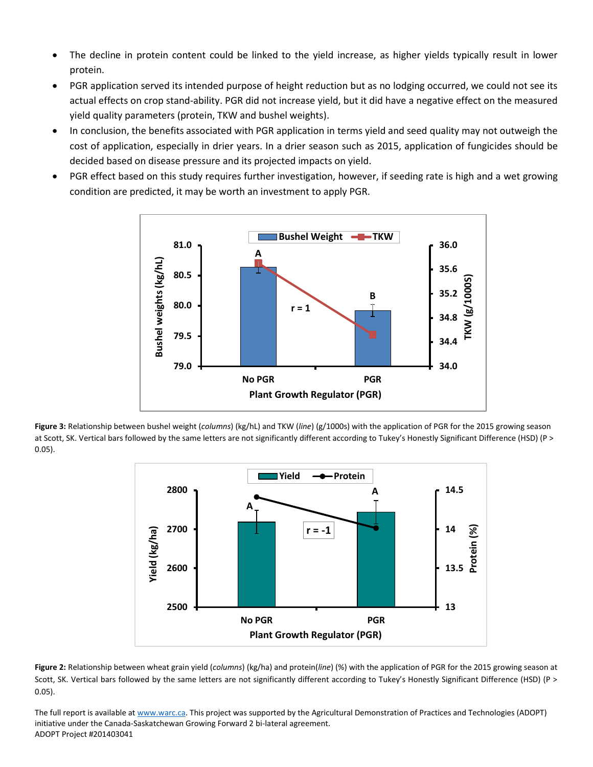- The decline in protein content could be linked to the yield increase, as higher yields typically result in lower protein.
- PGR application served its intended purpose of height reduction but as no lodging occurred, we could not see its actual effects on crop stand-ability. PGR did not increase yield, but it did have a negative effect on the measured yield quality parameters (protein, TKW and bushel weights).
- In conclusion, the benefits associated with PGR application in terms yield and seed quality may not outweigh the cost of application, especially in drier years. In a drier season such as 2015, application of fungicides should be decided based on disease pressure and its projected impacts on yield.
- PGR effect based on this study requires further investigation, however, if seeding rate is high and a wet growing condition are predicted, it may be worth an investment to apply PGR.

Bushel Weight
TKW
Bushel weights (kg/hL)
TKW (g/1000S)
81.0
80.5
80.0
79.5
79.0
36.0
35.6
35.2
34.8
34.4
34.0
A
B
r = 1
No PGR
PGR
Plant Growth Regulator (PGR)

**Figure 3:** Relationship between bushel weight (*columns*) (kg/hL) and TKW (*line*) (g/1000s) with the application of PGR for the 2015 growing season at Scott, SK. Vertical bars followed by the same letters are not significantly different according to Tukey's Honestly Significant Difference (HSD) (P > 0.05).

Yield
Protein
Yield (kg/ha)
Protein (%)
2800
2700
2600
2500
14.5
14
13.5
13
A
A
r = -1
No PGR
PGR
Plant Growth Regulator (PGR)

**Figure 2:** Relationship between wheat grain yield (*columns*) (kg/ha) and protein(*line*) (%) with the application of PGR for the 2015 growing season at Scott, SK. Vertical bars followed by the same letters are not significantly different according to Tukey's Honestly Significant Difference (HSD) (P > 0.05).

The full report is available at www.warc.ca. This project was supported by the Agricultural Demonstration of Practices and Technologies (ADOPT) initiative under the Canada-Saskatchewan Growing Forward 2 bi-lateral agreement.
ADOPT Project #201403041